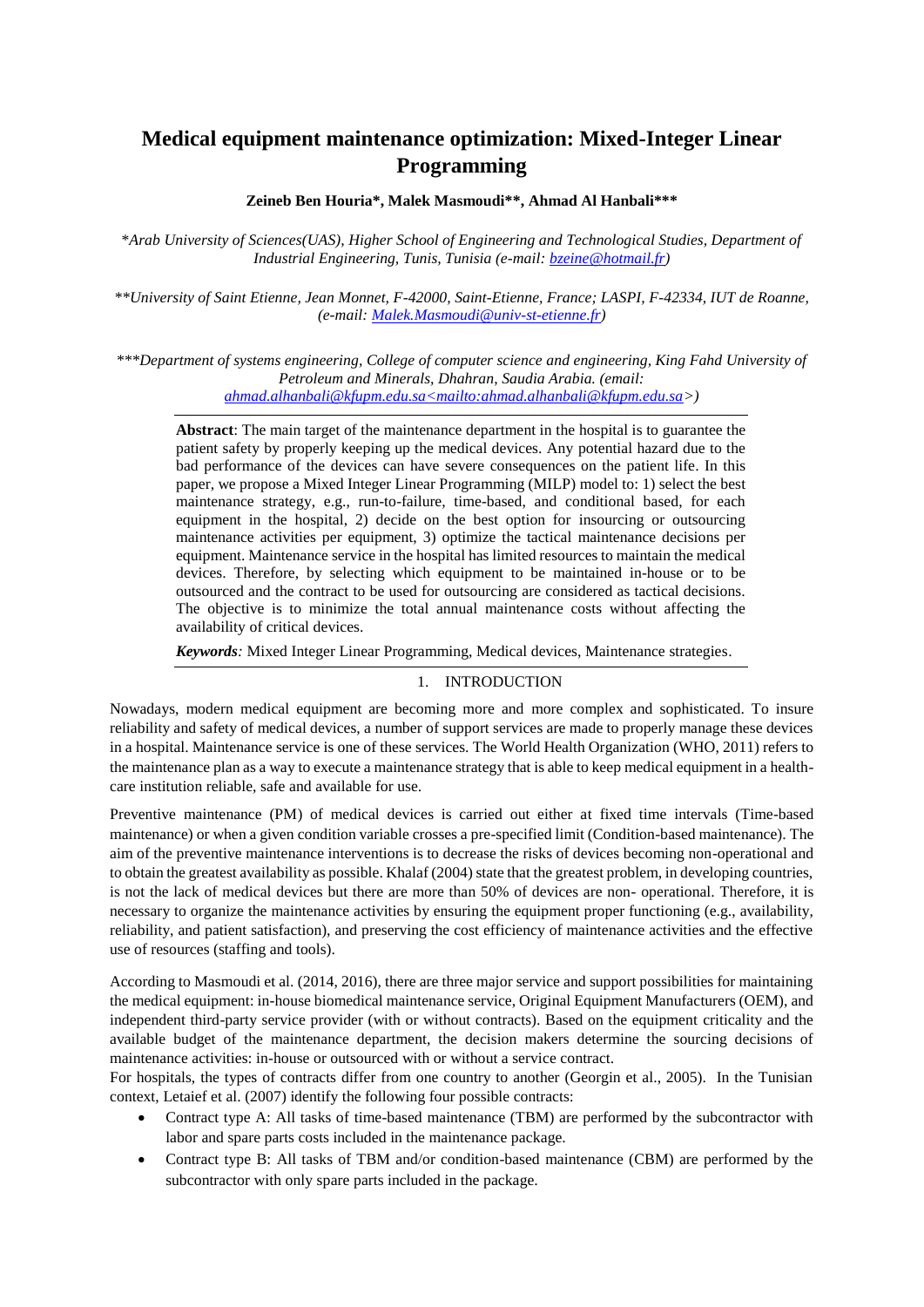# Medical equipment maintenance optimization: Mixed-Integer Linear Programming

**Zeineb Ben Houria\*, Malek Masmoudi\*\*, Ahmad Al Hanbali\*\*\***

*\*Arab University of Sciences(UAS), Higher School of Engineering and Technological Studies, Department of Industrial Engineering, Tunis, Tunisia (e-mail: bzeine@hotmail.fr)*

*\*\*University of Saint Etienne, Jean Monnet, F-42000, Saint-Etienne, France; LASPI, F-42334, IUT de Roanne, (e-mail: Malek.Masmoudi@univ-st-etienne.fr)*

*\*\*\*Department of systems engineering, College of computer science and engineering, King Fahd University of Petroleum and Minerals, Dhahran, Saudia Arabia. (email: ahmad.alhanbali@kfupm.edu.sa<mailto:ahmad.alhanbali@kfupm.edu.sa>)*

**Abstract**: The main target of the maintenance department in the hospital is to guarantee the patient safety by properly keeping up the medical devices. Any potential hazard due to the bad performance of the devices can have severe consequences on the patient life. In this paper, we propose a Mixed Integer Linear Programming (MILP) model to: 1) select the best maintenance strategy, e.g., run-to-failure, time-based, and conditional based, for each equipment in the hospital, 2) decide on the best option for insourcing or outsourcing maintenance activities per equipment, 3) optimize the tactical maintenance decisions per equipment. Maintenance service in the hospital has limited resources to maintain the medical devices. Therefore, by selecting which equipment to be maintained in-house or to be outsourced and the contract to be used for outsourcing are considered as tactical decisions. The objective is to minimize the total annual maintenance costs without affecting the availability of critical devices.

***Keywords****:* Mixed Integer Linear Programming, Medical devices, Maintenance strategies.

## 1. INTRODUCTION

Nowadays, modern medical equipment are becoming more and more complex and sophisticated. To insure reliability and safety of medical devices, a number of support services are made to properly manage these devices in a hospital. Maintenance service is one of these services. The World Health Organization (WHO, 2011) refers to the maintenance plan as a way to execute a maintenance strategy that is able to keep medical equipment in a health-care institution reliable, safe and available for use.

Preventive maintenance (PM) of medical devices is carried out either at fixed time intervals (Time-based maintenance) or when a given condition variable crosses a pre-specified limit (Condition-based maintenance). The aim of the preventive maintenance interventions is to decrease the risks of devices becoming non-operational and to obtain the greatest availability as possible. Khalaf (2004) state that the greatest problem, in developing countries, is not the lack of medical devices but there are more than 50% of devices are non- operational. Therefore, it is necessary to organize the maintenance activities by ensuring the equipment proper functioning (e.g., availability, reliability, and patient satisfaction), and preserving the cost efficiency of maintenance activities and the effective use of resources (staffing and tools).

According to Masmoudi et al. (2014, 2016), there are three major service and support possibilities for maintaining the medical equipment: in-house biomedical maintenance service, Original Equipment Manufacturers (OEM), and independent third-party service provider (with or without contracts). Based on the equipment criticality and the available budget of the maintenance department, the decision makers determine the sourcing decisions of maintenance activities: in-house or outsourced with or without a service contract.

For hospitals, the types of contracts differ from one country to another (Georgin et al., 2005). In the Tunisian context, Letaief et al. (2007) identify the following four possible contracts:

- Contract type A: All tasks of time-based maintenance (TBM) are performed by the subcontractor with labor and spare parts costs included in the maintenance package.
- Contract type B: All tasks of TBM and/or condition-based maintenance (CBM) are performed by the subcontractor with only spare parts included in the package.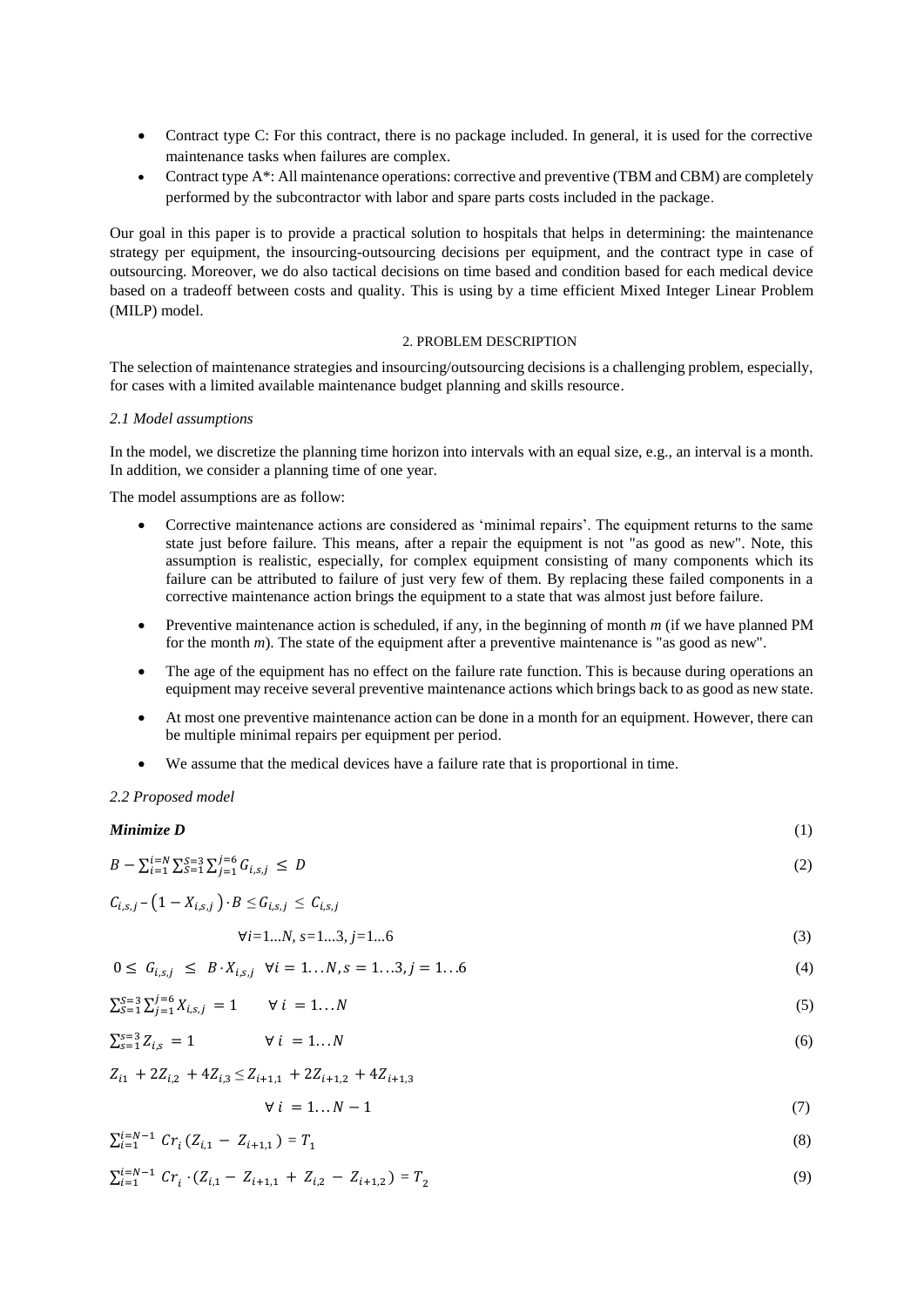- Contract type C: For this contract, there is no package included. In general, it is used for the corrective maintenance tasks when failures are complex.
- Contract type A*: All maintenance operations: corrective and preventive (TBM and CBM) are completely performed by the subcontractor with labor and spare parts costs included in the package.

Our goal in this paper is to provide a practical solution to hospitals that helps in determining: the maintenance strategy per equipment, the insourcing-outsourcing decisions per equipment, and the contract type in case of outsourcing. Moreover, we do also tactical decisions on time based and condition based for each medical device based on a tradeoff between costs and quality. This is using by a time efficient Mixed Integer Linear Problem (MILP) model.

## 2. PROBLEM DESCRIPTION

The selection of maintenance strategies and insourcing/outsourcing decisions is a challenging problem, especially, for cases with a limited available maintenance budget planning and skills resource.

### *2.1 Model assumptions*

In the model, we discretize the planning time horizon into intervals with an equal size, e.g., an interval is a month. In addition, we consider a planning time of one year.

The model assumptions are as follow:

- Corrective maintenance actions are considered as 'minimal repairs'. The equipment returns to the same state just before failure. This means, after a repair the equipment is not "as good as new". Note, this assumption is realistic, especially, for complex equipment consisting of many components which its failure can be attributed to failure of just very few of them. By replacing these failed components in a corrective maintenance action brings the equipment to a state that was almost just before failure.
- Preventive maintenance action is scheduled, if any, in the beginning of month *m* (if we have planned PM for the month *m*). The state of the equipment after a preventive maintenance is "as good as new".
- The age of the equipment has no effect on the failure rate function. This is because during operations an equipment may receive several preventive maintenance actions which brings back to as good as new state.
- At most one preventive maintenance action can be done in a month for an equipment. However, there can be multiple minimal repairs per equipment per period.
- We assume that the medical devices have a failure rate that is proportional in time.

### *2.2 Proposed model*

***Minimize D*** (1)

$$B - \sum_{i=1}^{i=N} \sum_{S=1}^{S=3} \sum_{j=1}^{j=6} G_{i,s,j} \leq D \tag{2}$$

$$C_{i,s,j} - \left(1 - X_{i,s,j}\right) \cdot B \leq G_{i,s,j} \leq C_{i,s,j} \quad \forall i=1 \ldots N,\ s=1 \ldots 3,\ j=1 \ldots 6 \tag{3}$$

$$0 \leq G_{i,s,j} \leq B \cdot X_{i,s,j} \quad \forall i = 1 \ldots N, s = 1 \ldots 3, j = 1 \ldots 6 \tag{4}$$

$$\sum_{S=1}^{S=3} \sum_{j=1}^{j=6} X_{i,s,j} = 1 \qquad \forall\, i = 1 \ldots N \tag{5}$$

$$\sum_{s=1}^{s=3} Z_{i,s} = 1 \qquad \forall\, i = 1 \ldots N \tag{6}$$

$$Z_{i1} + 2Z_{i,2} + 4Z_{i,3} \leq Z_{i+1,1} + 2Z_{i+1,2} + 4Z_{i+1,3} \quad \forall\, i = 1 \ldots N-1 \tag{7}$$

$$\sum_{i=1}^{i=N-1} Cr_i \left(Z_{i,1} - Z_{i+1,1}\right) = T_1 \tag{8}$$

$$\sum_{i=1}^{i=N-1} Cr_i \cdot \left(Z_{i,1} - Z_{i+1,1} + Z_{i,2} - Z_{i+1,2}\right) = T_2 \tag{9}$$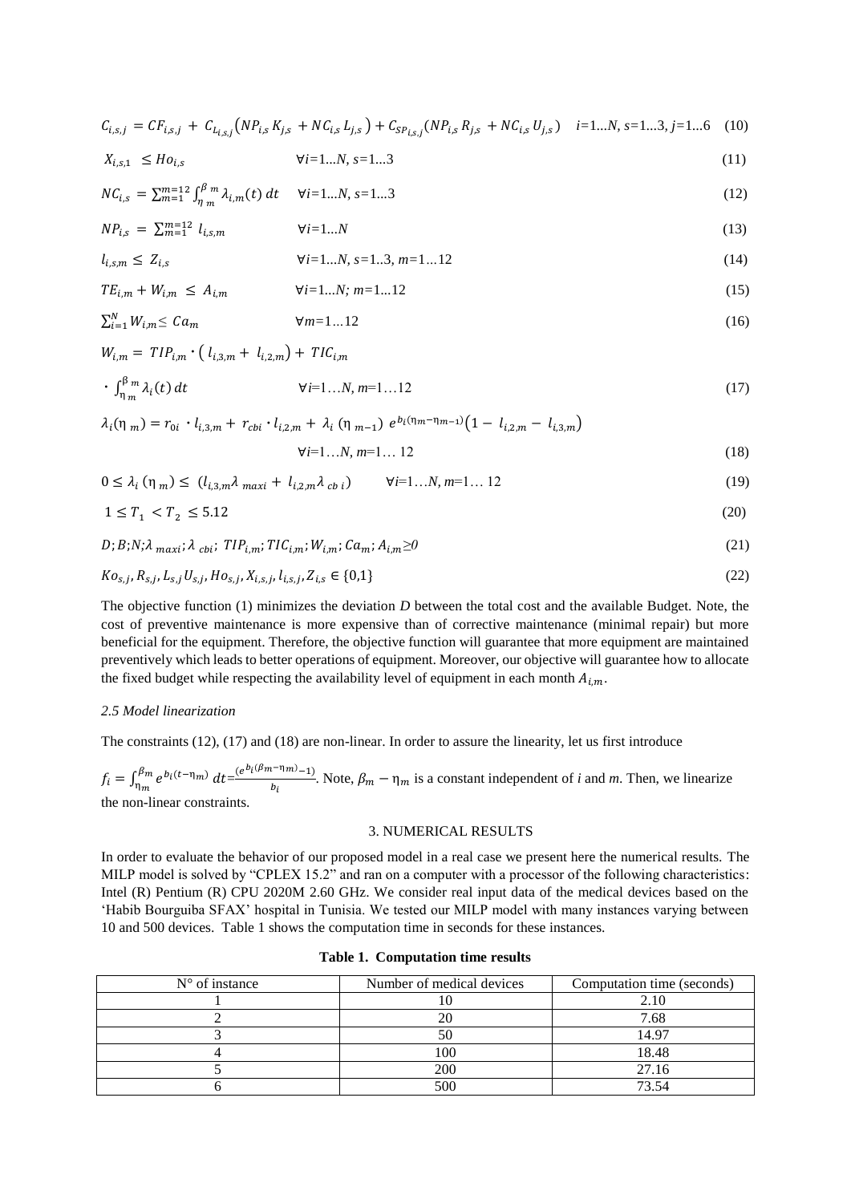$$C_{i,s,j} = CF_{i,s,j} + C_{L_{i,s,j}}\left(NP_{i,s}\,K_{j,s} + NC_{i,s}\,L_{j,s}\right) + C_{SP_{i,s,j}}\left(NP_{i,s}\,R_{j,s} + NC_{i,s}\,U_{j,s}\right) \quad i=1...N,\ s=1...3,\ j=1...6 \tag{10}$$

$$X_{i,s,1} \leq Ho_{i,s} \qquad \forall i=1...N,\ s=1...3 \tag{11}$$

$$NC_{i,s} = \sum_{m=1}^{m=12} \int_{\eta_m}^{\beta_m} \lambda_{i,m}(t)\,dt \qquad \forall i=1...N,\ s=1...3 \tag{12}$$

$$NP_{i,s} = \sum_{m=1}^{m=12} l_{i,s,m} \qquad \forall i=1...N \tag{13}$$

$$l_{i,s,m} \leq Z_{i,s} \qquad \forall i=1...N,\ s=1..3,\ m=1...12 \tag{14}$$

$$TE_{i,m} + W_{i,m} \leq A_{i,m} \qquad \forall i=1...N;\ m=1...12 \tag{15}$$

$$\sum_{i=1}^{N} W_{i,m} \leq Ca_m \qquad \forall m=1...12 \tag{16}$$

$$W_{i,m} = TIP_{i,m} \cdot \left(l_{i,3,m} + l_{i,2,m}\right) + TIC_{i,m} \cdot \int_{\eta_m}^{\beta_m} \lambda_i(t)\,dt \qquad \forall i=1...N,\ m=1...12 \tag{17}$$

$$\lambda_i(\eta_m) = r_{0i} \cdot l_{i,3,m} + r_{cbi} \cdot l_{i,2,m} + \lambda_i(\eta_{m-1})\, e^{b_i(\eta_m - \eta_{m-1})}\left(1 - l_{i,2,m} - l_{i,3,m}\right) \qquad \forall i=1...N,\ m=1...12 \tag{18}$$

$$0 \leq \lambda_i(\eta_m) \leq \left(l_{i,3,m}\lambda_{maxi} + l_{i,2,m}\lambda_{cb\,i}\right) \qquad \forall i=1...N,\ m=1...12 \tag{19}$$

$$1 \leq T_1 < T_2 \leq 5.12 \tag{20}$$

$$D; B; N; \lambda_{maxi}; \lambda_{cbi};\ TIP_{i,m}; TIC_{i,m}; W_{i,m}; Ca_m; A_{i,m} \geq 0 \tag{21}$$

$$Ko_{s,j}, R_{s,j}, L_{s,j}\,U_{s,j}, Ho_{s,j}, X_{i,s,j}, l_{i,s,j}, Z_{i,s} \in \{0,1\} \tag{22}$$

The objective function (1) minimizes the deviation $D$ between the total cost and the available Budget. Note, the cost of preventive maintenance is more expensive than of corrective maintenance (minimal repair) but more beneficial for the equipment. Therefore, the objective function will guarantee that more equipment are maintained preventively which leads to better operations of equipment. Moreover, our objective will guarantee how to allocate the fixed budget while respecting the availability level of equipment in each month $A_{i,m}$.

*2.5 Model linearization*

The constraints (12), (17) and (18) are non-linear. In order to assure the linearity, let us first introduce

$f_i = \int_{\eta_m}^{\beta_m} e^{b_i(t-\eta_m)}\,dt = \frac{(e^{b_i(\beta_m - \eta_m)} - 1)}{b_i}$. Note, $\beta_m - \eta_m$ is a constant independent of $i$ and $m$. Then, we linearize the non-linear constraints.

## 3. NUMERICAL RESULTS

In order to evaluate the behavior of our proposed model in a real case we present here the numerical results. The MILP model is solved by "CPLEX 15.2" and ran on a computer with a processor of the following characteristics: Intel (R) Pentium (R) CPU 2020M 2.60 GHz. We consider real input data of the medical devices based on the 'Habib Bourguiba SFAX' hospital in Tunisia. We tested our MILP model with many instances varying between 10 and 500 devices. Table 1 shows the computation time in seconds for these instances.

**Table 1. Computation time results**

| N° of instance | Number of medical devices | Computation time (seconds) |
|---|---|---|
| 1 | 10 | 2.10 |
| 2 | 20 | 7.68 |
| 3 | 50 | 14.97 |
| 4 | 100 | 18.48 |
| 5 | 200 | 27.16 |
| 6 | 500 | 73.54 |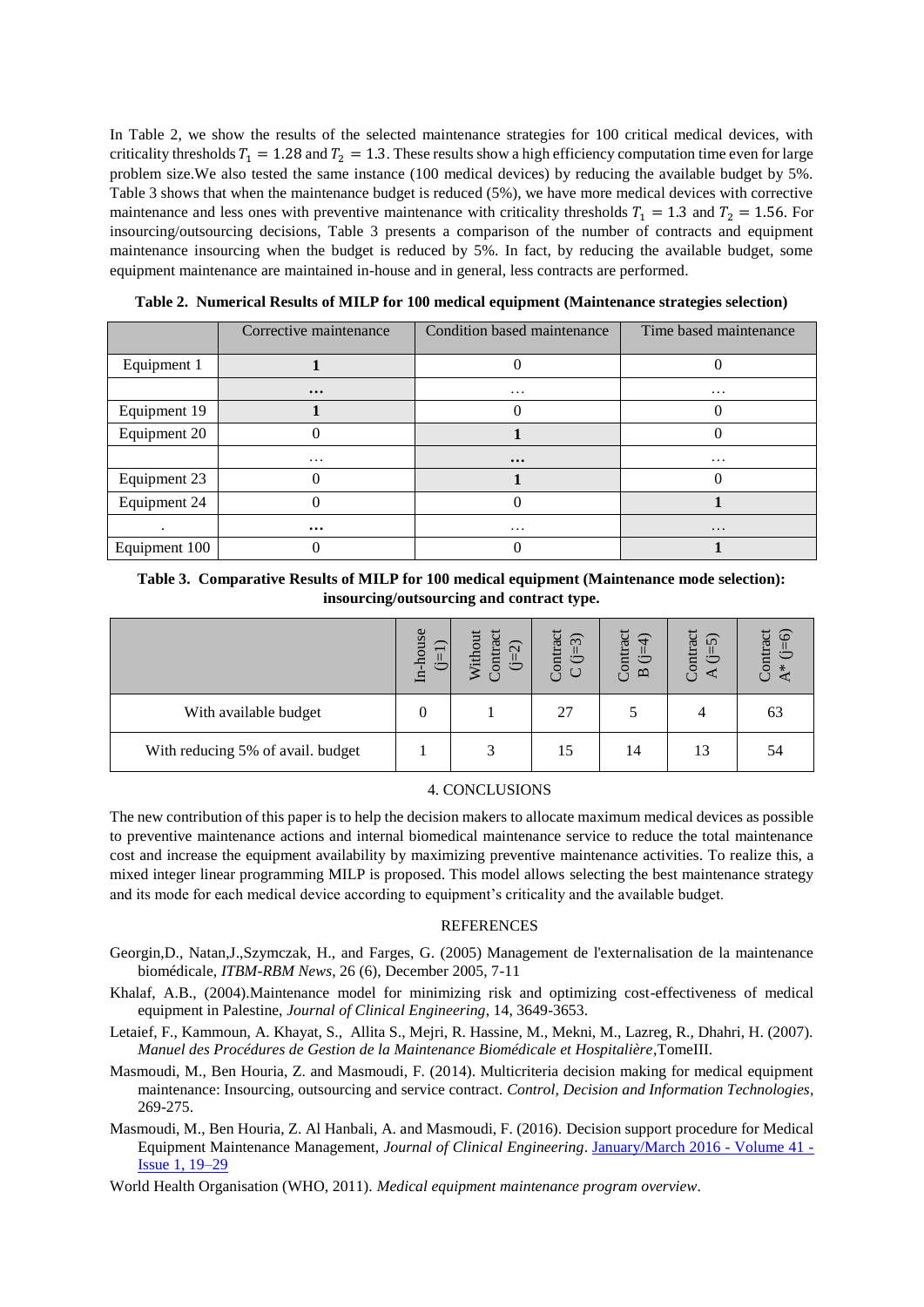In Table 2, we show the results of the selected maintenance strategies for 100 critical medical devices, with criticality thresholds $T_1 = 1.28$ and $T_2 = 1.3$. These results show a high efficiency computation time even for large problem size.We also tested the same instance (100 medical devices) by reducing the available budget by 5%. Table 3 shows that when the maintenance budget is reduced (5%), we have more medical devices with corrective maintenance and less ones with preventive maintenance with criticality thresholds $T_1 = 1.3$ and $T_2 = 1.56$. For insourcing/outsourcing decisions, Table 3 presents a comparison of the number of contracts and equipment maintenance insourcing when the budget is reduced by 5%. In fact, by reducing the available budget, some equipment maintenance are maintained in-house and in general, less contracts are performed.

**Table 2. Numerical Results of MILP for 100 medical equipment (Maintenance strategies selection)**

| | Corrective maintenance | Condition based maintenance | Time based maintenance |
|---|---|---|---|
| Equipment 1 | **1** | 0 | 0 |
| | **…** | … | … |
| Equipment 19 | **1** | 0 | 0 |
| Equipment 20 | 0 | **1** | 0 |
| | … | **…** | … |
| Equipment 23 | 0 | **1** | 0 |
| Equipment 24 | 0 | 0 | **1** |
| . | **…** | … | … |
| Equipment 100 | 0 | 0 | **1** |

**Table 3. Comparative Results of MILP for 100 medical equipment (Maintenance mode selection): insourcing/outsourcing and contract type.**

| | In-house (j=1) | Without Contract (j=2) | Contract C (j=3) | Contract B (j=4) | Contract A (j=5) | Contract A* (j=6) |
|---|---|---|---|---|---|---|
| With available budget | 0 | 1 | 27 | 5 | 4 | 63 |
| With reducing 5% of avail. budget | 1 | 3 | 15 | 14 | 13 | 54 |

## 4. CONCLUSIONS

The new contribution of this paper is to help the decision makers to allocate maximum medical devices as possible to preventive maintenance actions and internal biomedical maintenance service to reduce the total maintenance cost and increase the equipment availability by maximizing preventive maintenance activities. To realize this, a mixed integer linear programming MILP is proposed. This model allows selecting the best maintenance strategy and its mode for each medical device according to equipment's criticality and the available budget.

## REFERENCES

Georgin,D., Natan,J.,Szymczak, H., and Farges, G. (2005) Management de l'externalisation de la maintenance biomédicale, *ITBM-RBM News*, 26 (6), December 2005, 7-11

Khalaf, A.B., (2004).Maintenance model for minimizing risk and optimizing cost-effectiveness of medical equipment in Palestine, *Journal of Clinical Engineering*, 14, 3649-3653.

Letaief, F., Kammoun, A. Khayat, S., Allita S., Mejri, R. Hassine, M., Mekni, M., Lazreg, R., Dhahri, H. (2007). *Manuel des Procédures de Gestion de la Maintenance Biomédicale et Hospitalière*,TomeIII.

Masmoudi, M., Ben Houria, Z. and Masmoudi, F. (2014). Multicriteria decision making for medical equipment maintenance: Insourcing, outsourcing and service contract. *Control, Decision and Information Technologies*, 269-275.

Masmoudi, M., Ben Houria, Z. Al Hanbali, A. and Masmoudi, F. (2016). Decision support procedure for Medical Equipment Maintenance Management, *Journal of Clinical Engineering*. January/March 2016 - Volume 41 - Issue 1, 19–29

World Health Organisation (WHO, 2011). *Medical equipment maintenance program overview*.